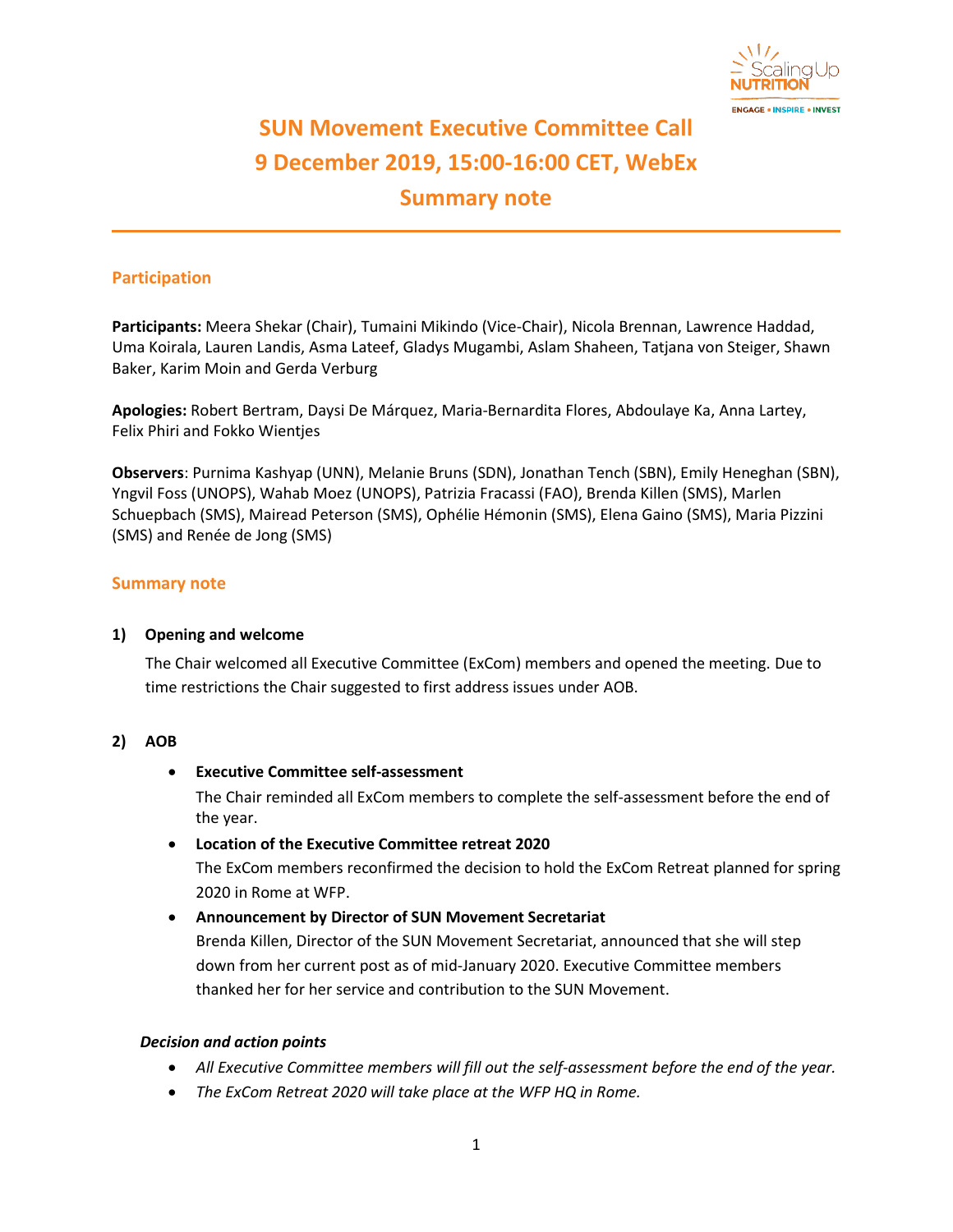# SUN Movement Executive Committee Call
# 9 December 2019, 15:00-16:00 CET, WebEx
# Summary note

## Participation

**Participants:** Meera Shekar (Chair), Tumaini Mikindo (Vice-Chair), Nicola Brennan, Lawrence Haddad, Uma Koirala, Lauren Landis, Asma Lateef, Gladys Mugambi, Aslam Shaheen, Tatjana von Steiger, Shawn Baker, Karim Moin and Gerda Verburg

**Apologies:** Robert Bertram, Daysi De Márquez, Maria-Bernardita Flores, Abdoulaye Ka, Anna Lartey, Felix Phiri and Fokko Wientjes

**Observers**: Purnima Kashyap (UNN), Melanie Bruns (SDN), Jonathan Tench (SBN), Emily Heneghan (SBN), Yngvil Foss (UNOPS), Wahab Moez (UNOPS), Patrizia Fracassi (FAO), Brenda Killen (SMS), Marlen Schuepbach (SMS), Mairead Peterson (SMS), Ophélie Hémonin (SMS), Elena Gaino (SMS), Maria Pizzini (SMS) and Renée de Jong (SMS)

## Summary note

### 1) Opening and welcome

The Chair welcomed all Executive Committee (ExCom) members and opened the meeting. Due to time restrictions the Chair suggested to first address issues under AOB.

### 2) AOB

- **Executive Committee self-assessment**
  The Chair reminded all ExCom members to complete the self-assessment before the end of the year.
- **Location of the Executive Committee retreat 2020**
  The ExCom members reconfirmed the decision to hold the ExCom Retreat planned for spring 2020 in Rome at WFP.
- **Announcement by Director of SUN Movement Secretariat**
  Brenda Killen, Director of the SUN Movement Secretariat, announced that she will step down from her current post as of mid-January 2020. Executive Committee members thanked her for her service and contribution to the SUN Movement.

***Decision and action points***

- *All Executive Committee members will fill out the self-assessment before the end of the year.*
- *The ExCom Retreat 2020 will take place at the WFP HQ in Rome.*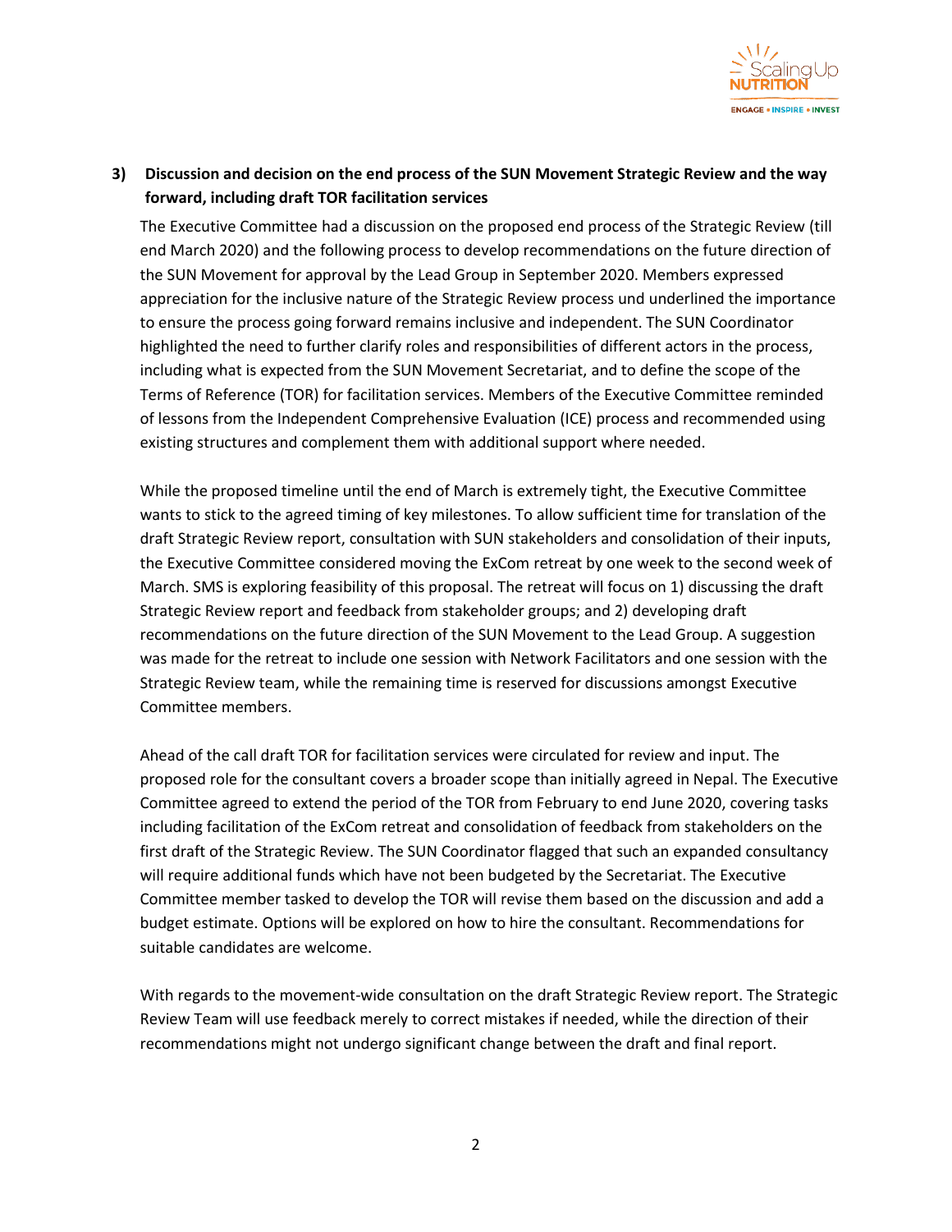### 3) Discussion and decision on the end process of the SUN Movement Strategic Review and the way forward, including draft TOR facilitation services

The Executive Committee had a discussion on the proposed end process of the Strategic Review (till end March 2020) and the following process to develop recommendations on the future direction of the SUN Movement for approval by the Lead Group in September 2020. Members expressed appreciation for the inclusive nature of the Strategic Review process und underlined the importance to ensure the process going forward remains inclusive and independent. The SUN Coordinator highlighted the need to further clarify roles and responsibilities of different actors in the process, including what is expected from the SUN Movement Secretariat, and to define the scope of the Terms of Reference (TOR) for facilitation services. Members of the Executive Committee reminded of lessons from the Independent Comprehensive Evaluation (ICE) process and recommended using existing structures and complement them with additional support where needed.

While the proposed timeline until the end of March is extremely tight, the Executive Committee wants to stick to the agreed timing of key milestones. To allow sufficient time for translation of the draft Strategic Review report, consultation with SUN stakeholders and consolidation of their inputs, the Executive Committee considered moving the ExCom retreat by one week to the second week of March. SMS is exploring feasibility of this proposal. The retreat will focus on 1) discussing the draft Strategic Review report and feedback from stakeholder groups; and 2) developing draft recommendations on the future direction of the SUN Movement to the Lead Group. A suggestion was made for the retreat to include one session with Network Facilitators and one session with the Strategic Review team, while the remaining time is reserved for discussions amongst Executive Committee members.

Ahead of the call draft TOR for facilitation services were circulated for review and input. The proposed role for the consultant covers a broader scope than initially agreed in Nepal. The Executive Committee agreed to extend the period of the TOR from February to end June 2020, covering tasks including facilitation of the ExCom retreat and consolidation of feedback from stakeholders on the first draft of the Strategic Review. The SUN Coordinator flagged that such an expanded consultancy will require additional funds which have not been budgeted by the Secretariat. The Executive Committee member tasked to develop the TOR will revise them based on the discussion and add a budget estimate. Options will be explored on how to hire the consultant. Recommendations for suitable candidates are welcome.

With regards to the movement-wide consultation on the draft Strategic Review report. The Strategic Review Team will use feedback merely to correct mistakes if needed, while the direction of their recommendations might not undergo significant change between the draft and final report.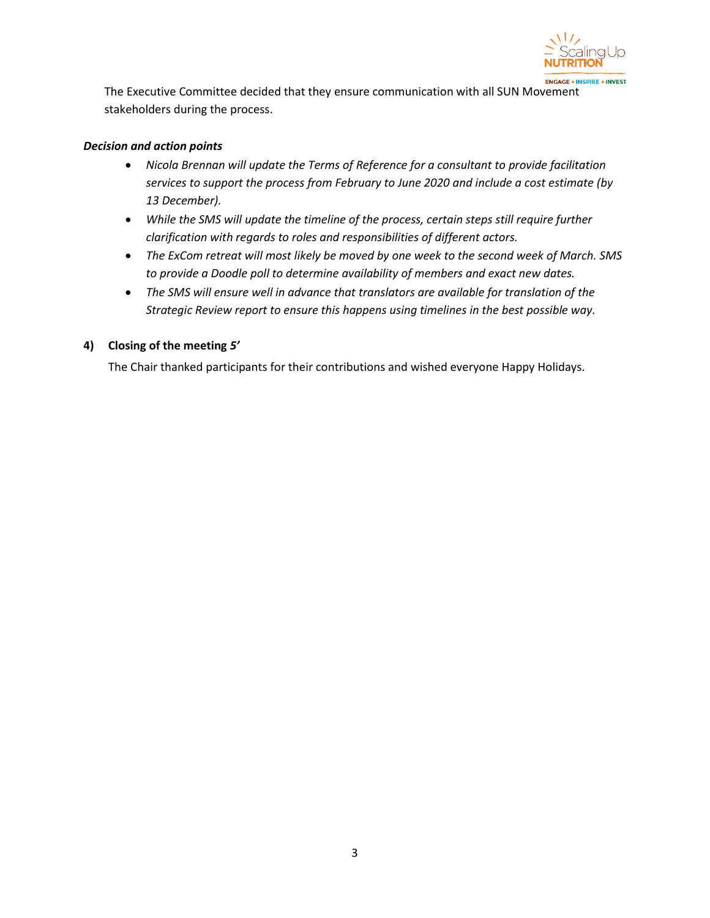The Executive Committee decided that they ensure communication with all SUN Movement stakeholders during the process.

***Decision and action points***

- *Nicola Brennan will update the Terms of Reference for a consultant to provide facilitation services to support the process from February to June 2020 and include a cost estimate (by 13 December).*
- *While the SMS will update the timeline of the process, certain steps still require further clarification with regards to roles and responsibilities of different actors.*
- *The ExCom retreat will most likely be moved by one week to the second week of March. SMS to provide a Doodle poll to determine availability of members and exact new dates.*
- *The SMS will ensure well in advance that translators are available for translation of the Strategic Review report to ensure this happens using timelines in the best possible way.*

**4) Closing of the meeting *5'***

The Chair thanked participants for their contributions and wished everyone Happy Holidays.